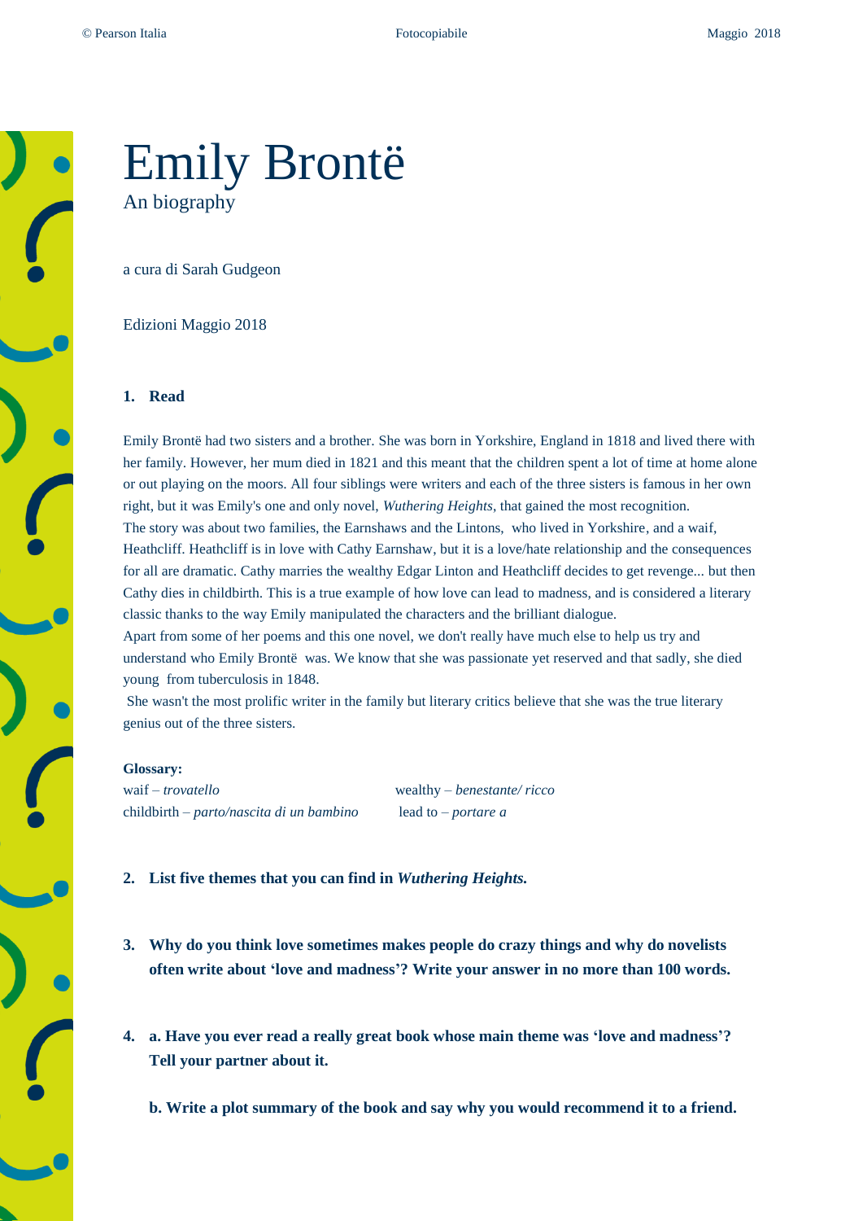# Emily Brontë

An biography

a cura di Sarah Gudgeon

Edizioni Maggio 2018

**1. Read**

Emily Brontë had two sisters and a brother. She was born in Yorkshire, England in 1818 and lived there with her family. However, her mum died in 1821 and this meant that the children spent a lot of time at home alone or out playing on the moors. All four siblings were writers and each of the three sisters is famous in her own right, but it was Emily's one and only novel, *Wuthering Heights*, that gained the most recognition.
The story was about two families, the Earnshaws and the Lintons, who lived in Yorkshire, and a waif, Heathcliff. Heathcliff is in love with Cathy Earnshaw, but it is a love/hate relationship and the consequences for all are dramatic. Cathy marries the wealthy Edgar Linton and Heathcliff decides to get revenge... but then Cathy dies in childbirth. This is a true example of how love can lead to madness, and is considered a literary classic thanks to the way Emily manipulated the characters and the brilliant dialogue.
Apart from some of her poems and this one novel, we don't really have much else to help us try and understand who Emily Brontë was. We know that she was passionate yet reserved and that sadly, she died young from tuberculosis in 1848.
She wasn't the most prolific writer in the family but literary critics believe that she was the true literary genius out of the three sisters.

**Glossary:**

waif – *trovatello*
childbirth – *parto/nascita di un bambino*
wealthy – *benestante/ ricco*
lead to – *portare a*

**2. List five themes that you can find in *Wuthering Heights.***

**3. Why do you think love sometimes makes people do crazy things and why do novelists often write about 'love and madness'? Write your answer in no more than 100 words.**

**4. a. Have you ever read a really great book whose main theme was 'love and madness'? Tell your partner about it.**

**b. Write a plot summary of the book and say why you would recommend it to a friend.**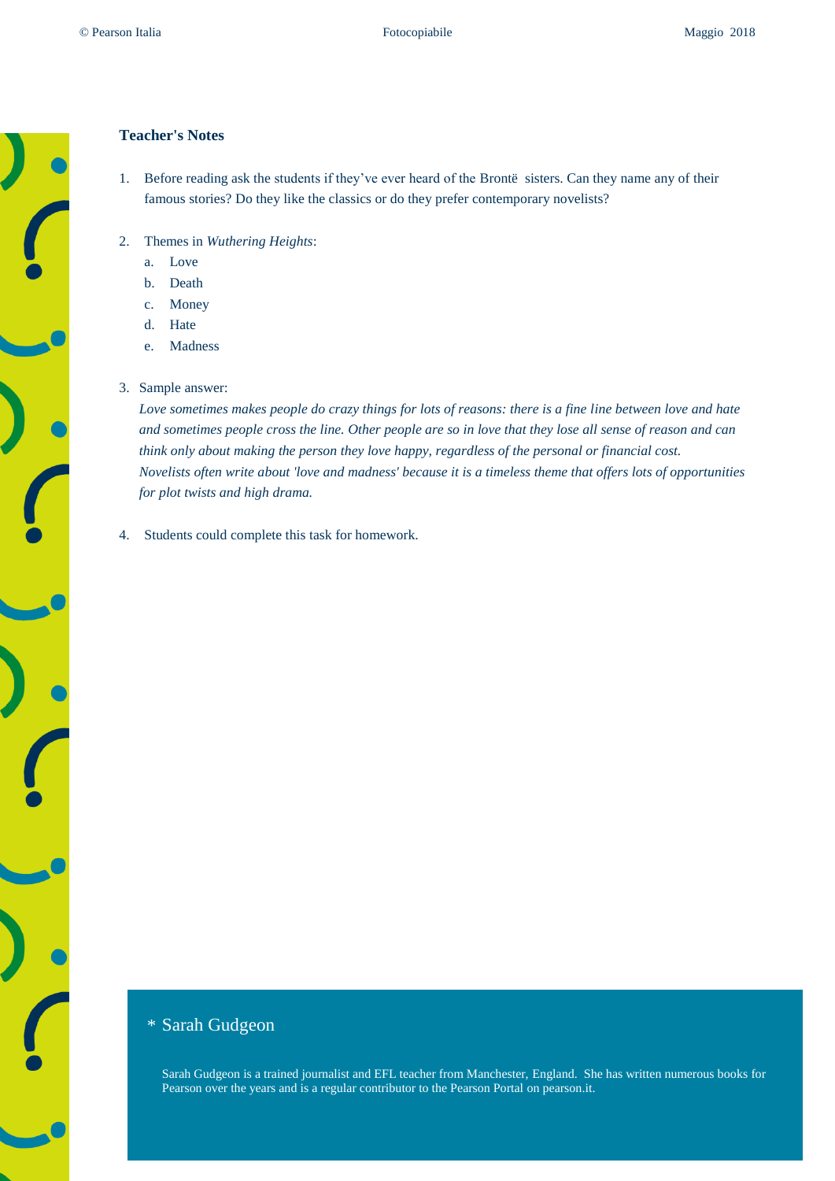**Teacher's Notes**

1. Before reading ask the students if they've ever heard of the Brontë sisters. Can they name any of their famous stories? Do they like the classics or do they prefer contemporary novelists?

2. Themes in *Wuthering Heights*:
   a. Love
   b. Death
   c. Money
   d. Hate
   e. Madness

3. Sample answer:
   *Love sometimes makes people do crazy things for lots of reasons: there is a fine line between love and hate and sometimes people cross the line. Other people are so in love that they lose all sense of reason and can think only about making the person they love happy, regardless of the personal or financial cost. Novelists often write about 'love and madness' because it is a timeless theme that offers lots of opportunities for plot twists and high drama.*

4. Students could complete this task for homework.

\* Sarah Gudgeon

Sarah Gudgeon is a trained journalist and EFL teacher from Manchester, England. She has written numerous books for Pearson over the years and is a regular contributor to the Pearson Portal on pearson.it.